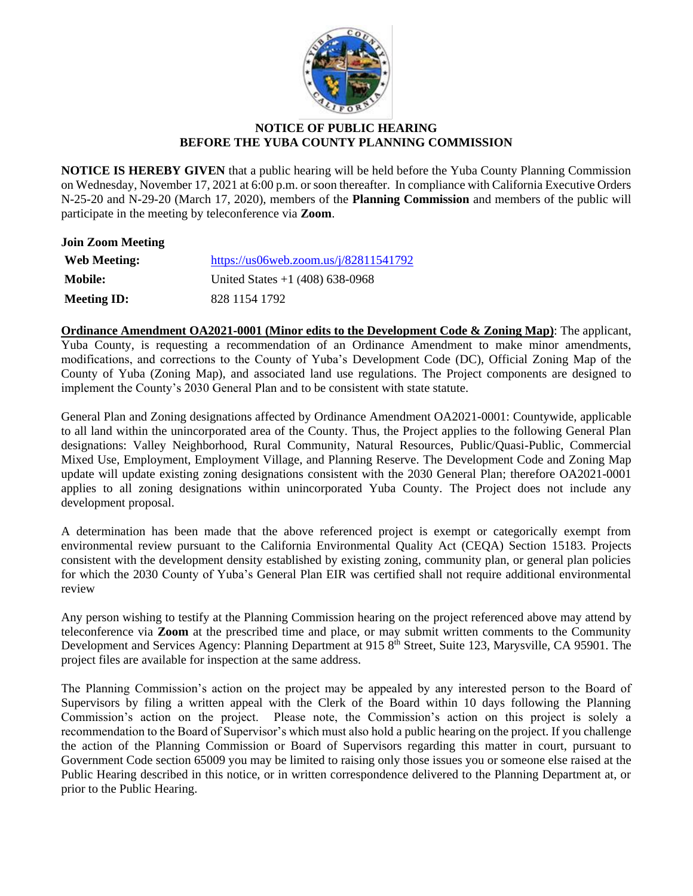# NOTICE OF PUBLIC HEARING
# BEFORE THE YUBA COUNTY PLANNING COMMISSION

**NOTICE IS HEREBY GIVEN** that a public hearing will be held before the Yuba County Planning Commission on Wednesday, November 17, 2021 at 6:00 p.m. or soon thereafter. In compliance with California Executive Orders N-25-20 and N-29-20 (March 17, 2020), members of the **Planning Commission** and members of the public will participate in the meeting by teleconference via **Zoom**.

**Join Zoom Meeting**

| | |
|---|---|
| **Web Meeting:** | https://us06web.zoom.us/j/82811541792 |
| **Mobile:** | United States +1 (408) 638-0968 |
| **Meeting ID:** | 828 1154 1792 |

**Ordinance Amendment OA2021-0001 (Minor edits to the Development Code & Zoning Map)**: The applicant, Yuba County, is requesting a recommendation of an Ordinance Amendment to make minor amendments, modifications, and corrections to the County of Yuba's Development Code (DC), Official Zoning Map of the County of Yuba (Zoning Map), and associated land use regulations. The Project components are designed to implement the County's 2030 General Plan and to be consistent with state statute.

General Plan and Zoning designations affected by Ordinance Amendment OA2021-0001: Countywide, applicable to all land within the unincorporated area of the County. Thus, the Project applies to the following General Plan designations: Valley Neighborhood, Rural Community, Natural Resources, Public/Quasi-Public, Commercial Mixed Use, Employment, Employment Village, and Planning Reserve. The Development Code and Zoning Map update will update existing zoning designations consistent with the 2030 General Plan; therefore OA2021-0001 applies to all zoning designations within unincorporated Yuba County. The Project does not include any development proposal.

A determination has been made that the above referenced project is exempt or categorically exempt from environmental review pursuant to the California Environmental Quality Act (CEQA) Section 15183. Projects consistent with the development density established by existing zoning, community plan, or general plan policies for which the 2030 County of Yuba's General Plan EIR was certified shall not require additional environmental review

Any person wishing to testify at the Planning Commission hearing on the project referenced above may attend by teleconference via **Zoom** at the prescribed time and place, or may submit written comments to the Community Development and Services Agency: Planning Department at 915 8th Street, Suite 123, Marysville, CA 95901. The project files are available for inspection at the same address.

The Planning Commission's action on the project may be appealed by any interested person to the Board of Supervisors by filing a written appeal with the Clerk of the Board within 10 days following the Planning Commission's action on the project. Please note, the Commission's action on this project is solely a recommendation to the Board of Supervisor's which must also hold a public hearing on the project. If you challenge the action of the Planning Commission or Board of Supervisors regarding this matter in court, pursuant to Government Code section 65009 you may be limited to raising only those issues you or someone else raised at the Public Hearing described in this notice, or in written correspondence delivered to the Planning Department at, or prior to the Public Hearing.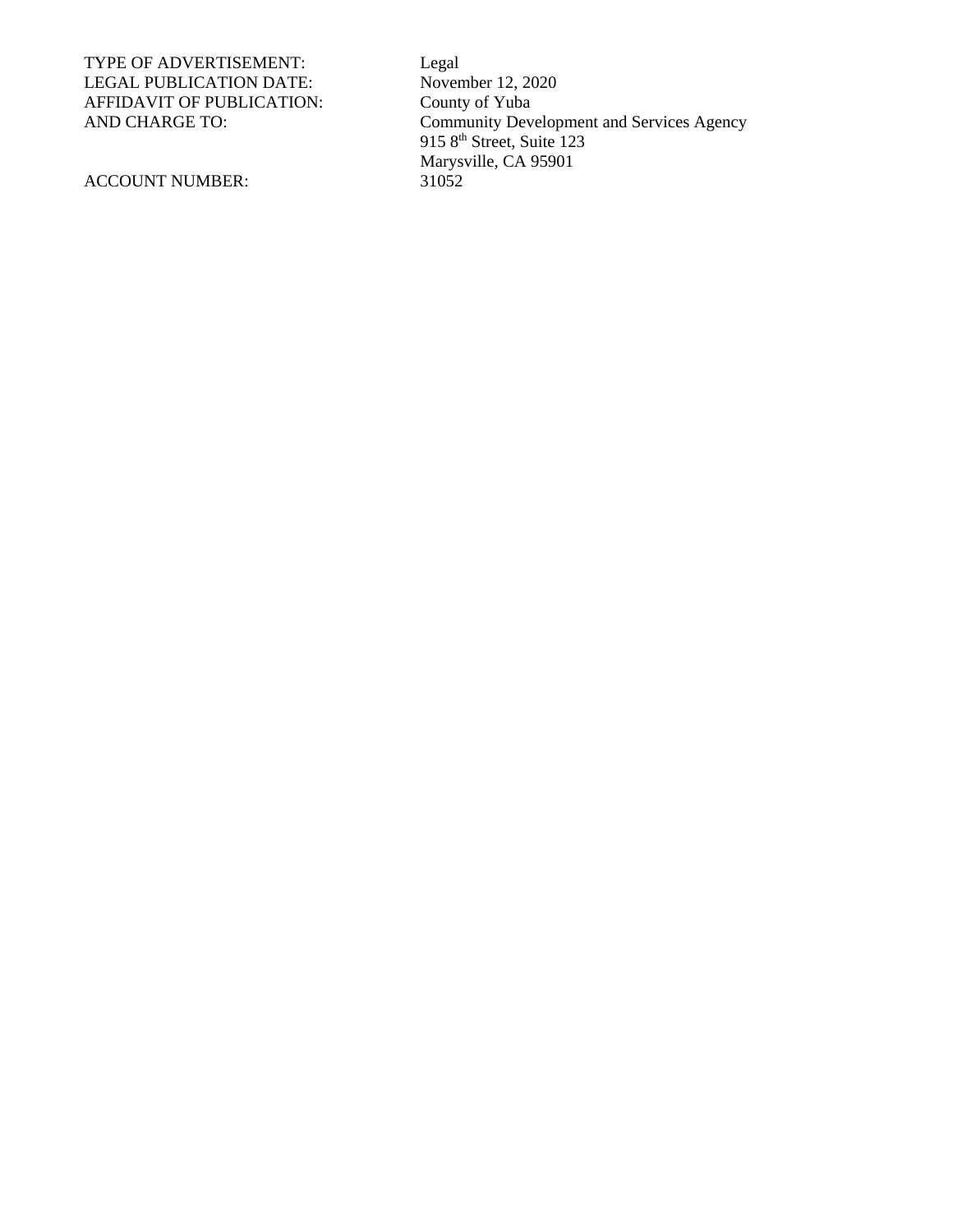| | |
|---|---|
| TYPE OF ADVERTISEMENT: | Legal |
| LEGAL PUBLICATION DATE: | November 12, 2020 |
| AFFIDAVIT OF PUBLICATION: | County of Yuba |
| AND CHARGE TO: | Community Development and Services Agency<br>915 8th Street, Suite 123<br>Marysville, CA 95901 |
| ACCOUNT NUMBER: | 31052 |